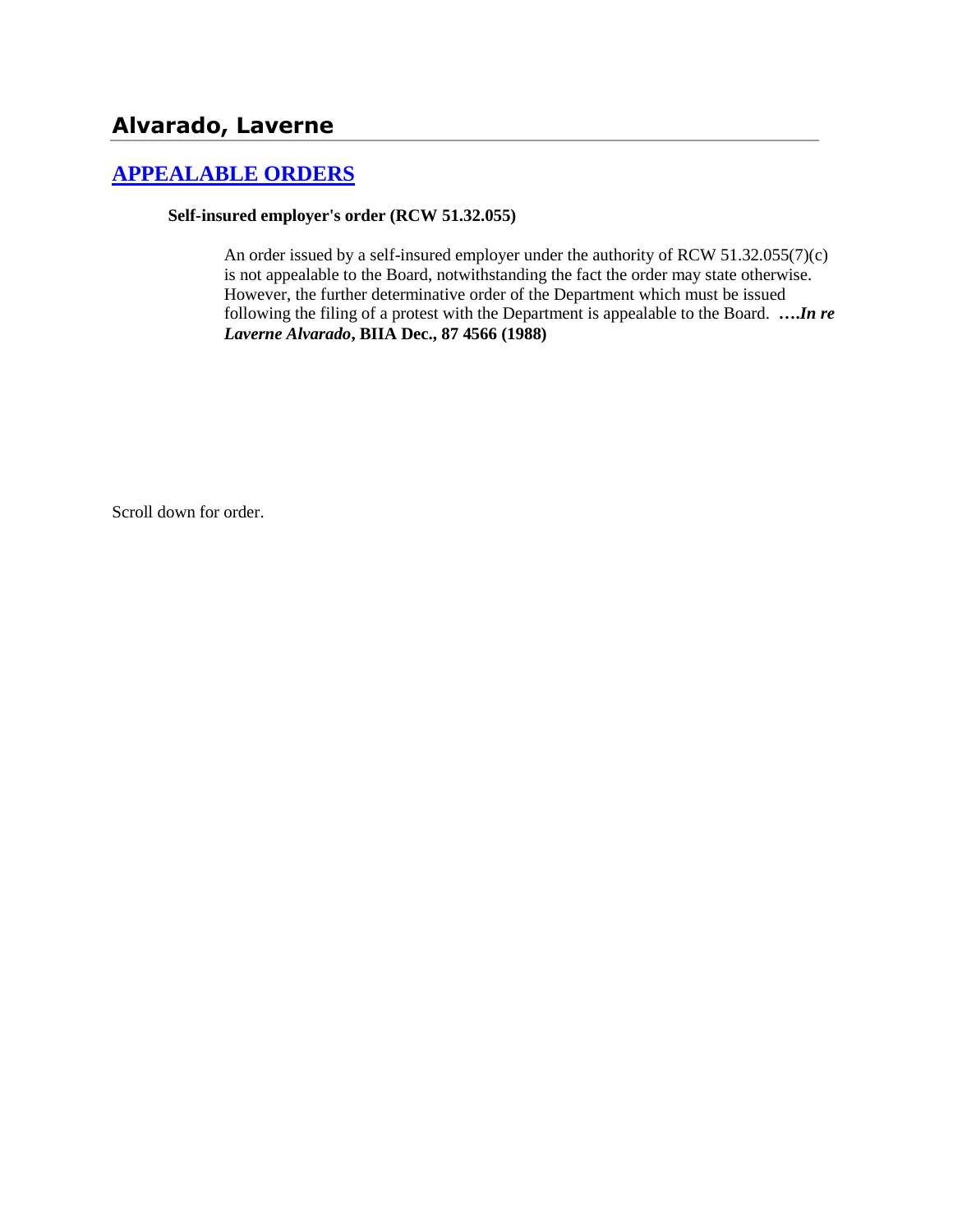## Alvarado, Laverne

### APPEALABLE ORDERS

**Self-insured employer's order (RCW 51.32.055)**

An order issued by a self-insured employer under the authority of RCW 51.32.055(7)(c) is not appealable to the Board, notwithstanding the fact the order may state otherwise. However, the further determinative order of the Department which must be issued following the filing of a protest with the Department is appealable to the Board. ***….In re Laverne Alvarado*, BIIA Dec., 87 4566 (1988)**

Scroll down for order.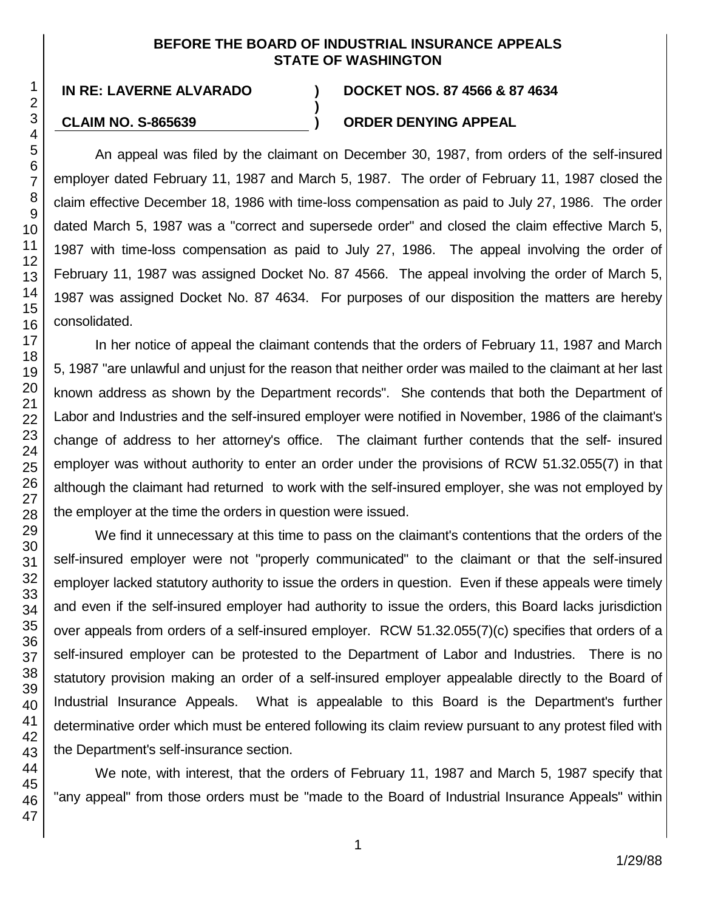**BEFORE THE BOARD OF INDUSTRIAL INSURANCE APPEALS**
**STATE OF WASHINGTON**

**IN RE: LAVERNE ALVARADO** ) **DOCKET NOS. 87 4566 & 87 4634**
)
**CLAIM NO. S-865639** ) **ORDER DENYING APPEAL**

An appeal was filed by the claimant on December 30, 1987, from orders of the self-insured employer dated February 11, 1987 and March 5, 1987. The order of February 11, 1987 closed the claim effective December 18, 1986 with time-loss compensation as paid to July 27, 1986. The order dated March 5, 1987 was a "correct and supersede order" and closed the claim effective March 5, 1987 with time-loss compensation as paid to July 27, 1986. The appeal involving the order of February 11, 1987 was assigned Docket No. 87 4566. The appeal involving the order of March 5, 1987 was assigned Docket No. 87 4634. For purposes of our disposition the matters are hereby consolidated.

In her notice of appeal the claimant contends that the orders of February 11, 1987 and March 5, 1987 "are unlawful and unjust for the reason that neither order was mailed to the claimant at her last known address as shown by the Department records". She contends that both the Department of Labor and Industries and the self-insured employer were notified in November, 1986 of the claimant's change of address to her attorney's office. The claimant further contends that the self- insured employer was without authority to enter an order under the provisions of RCW 51.32.055(7) in that although the claimant had returned to work with the self-insured employer, she was not employed by the employer at the time the orders in question were issued.

We find it unnecessary at this time to pass on the claimant's contentions that the orders of the self-insured employer were not "properly communicated" to the claimant or that the self-insured employer lacked statutory authority to issue the orders in question. Even if these appeals were timely and even if the self-insured employer had authority to issue the orders, this Board lacks jurisdiction over appeals from orders of a self-insured employer. RCW 51.32.055(7)(c) specifies that orders of a self-insured employer can be protested to the Department of Labor and Industries. There is no statutory provision making an order of a self-insured employer appealable directly to the Board of Industrial Insurance Appeals. What is appealable to this Board is the Department's further determinative order which must be entered following its claim review pursuant to any protest filed with the Department's self-insurance section.

We note, with interest, that the orders of February 11, 1987 and March 5, 1987 specify that "any appeal" from those orders must be "made to the Board of Industrial Insurance Appeals" within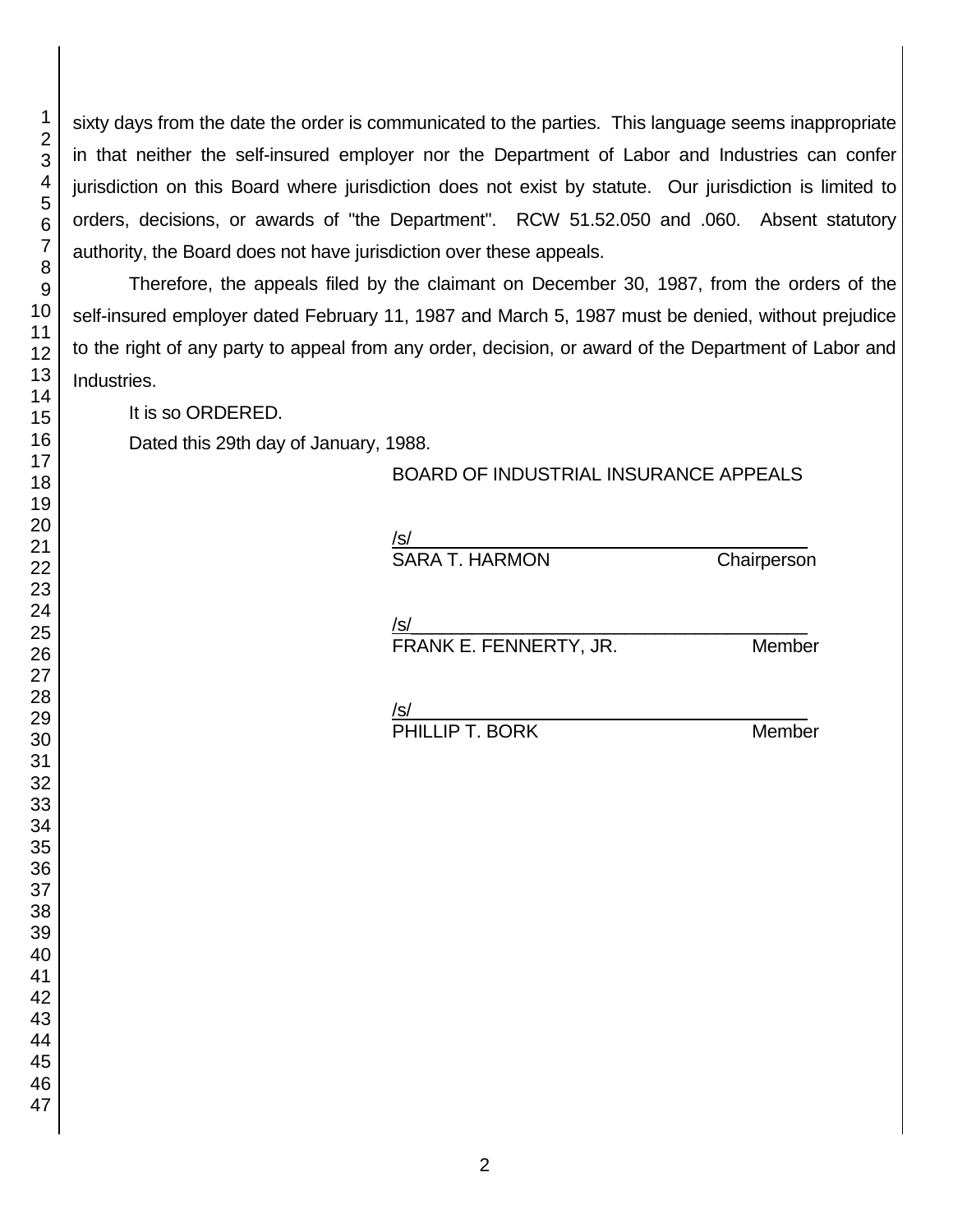sixty days from the date the order is communicated to the parties. This language seems inappropriate in that neither the self-insured employer nor the Department of Labor and Industries can confer jurisdiction on this Board where jurisdiction does not exist by statute. Our jurisdiction is limited to orders, decisions, or awards of "the Department". RCW 51.52.050 and .060. Absent statutory authority, the Board does not have jurisdiction over these appeals.

Therefore, the appeals filed by the claimant on December 30, 1987, from the orders of the self-insured employer dated February 11, 1987 and March 5, 1987 must be denied, without prejudice to the right of any party to appeal from any order, decision, or award of the Department of Labor and Industries.

It is so ORDERED.

Dated this 29th day of January, 1988.

BOARD OF INDUSTRIAL INSURANCE APPEALS

/s/
SARA T. HARMON Chairperson

/s/
FRANK E. FENNERTY, JR. Member

/s/
PHILLIP T. BORK Member